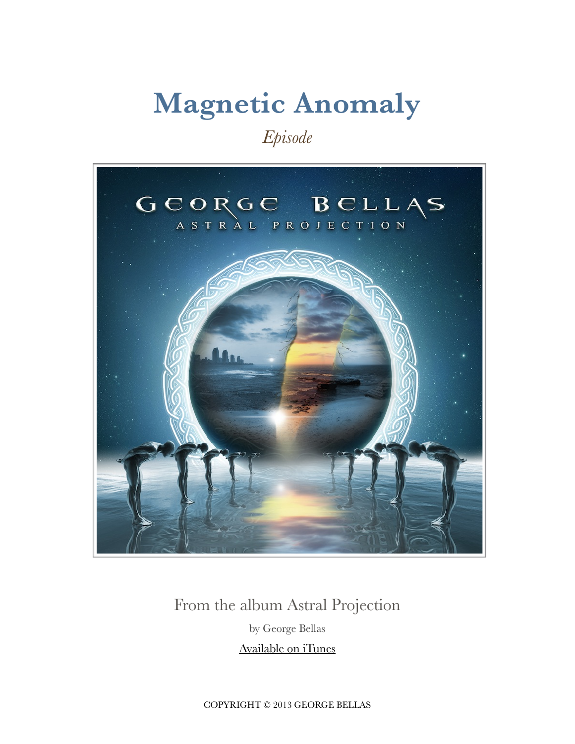# Magnetic Anomaly

*Episode*

From the album Astral Projection

by George Bellas

Available on iTunes

COPYRIGHT © 2013 GEORGE BELLAS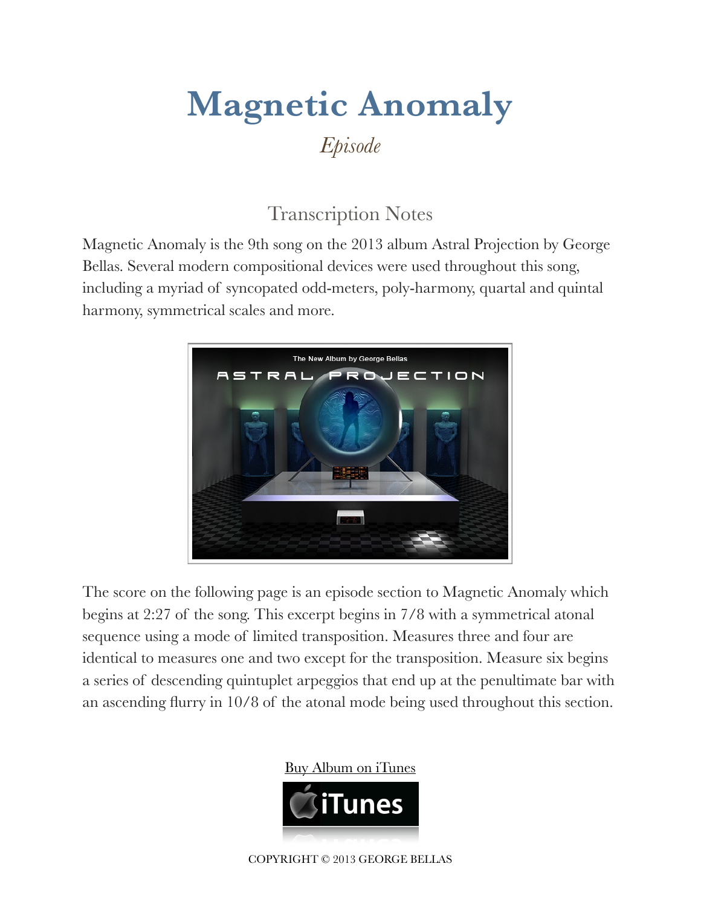# Magnetic Anomaly

*Episode*

## Transcription Notes

Magnetic Anomaly is the 9th song on the 2013 album Astral Projection by George Bellas. Several modern compositional devices were used throughout this song, including a myriad of syncopated odd-meters, poly-harmony, quartal and quintal harmony, symmetrical scales and more.

The score on the following page is an episode section to Magnetic Anomaly which begins at 2:27 of the song. This excerpt begins in 7/8 with a symmetrical atonal sequence using a mode of limited transposition. Measures three and four are identical to measures one and two except for the transposition. Measure six begins a series of descending quintuplet arpeggios that end up at the penultimate bar with an ascending flurry in 10/8 of the atonal mode being used throughout this section.

Buy Album on iTunes

COPYRIGHT © 2013 GEORGE BELLAS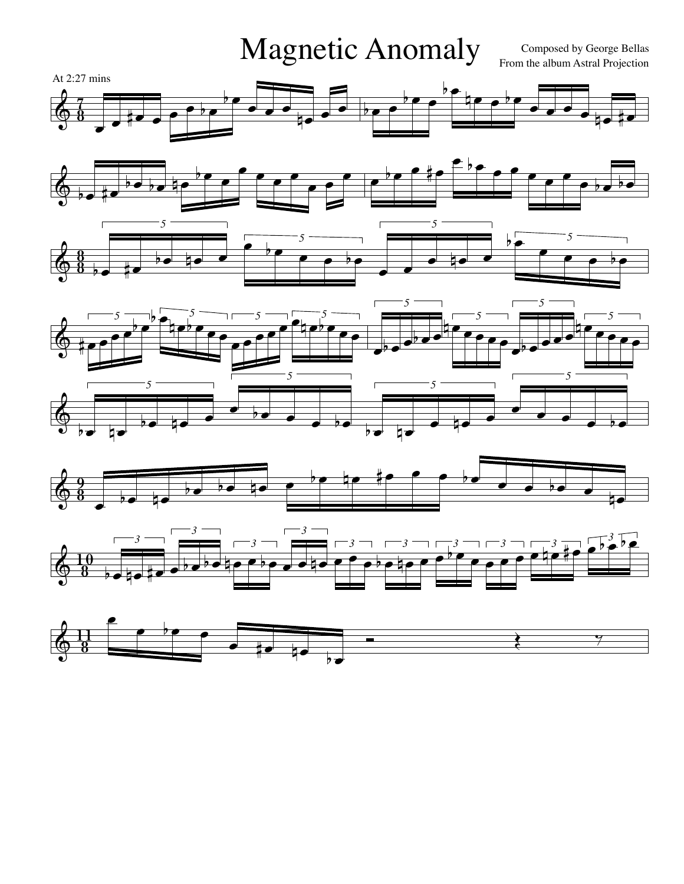# Magnetic Anomaly

Composed by George Bellas
From the album Astral Projection

At 2:27 mins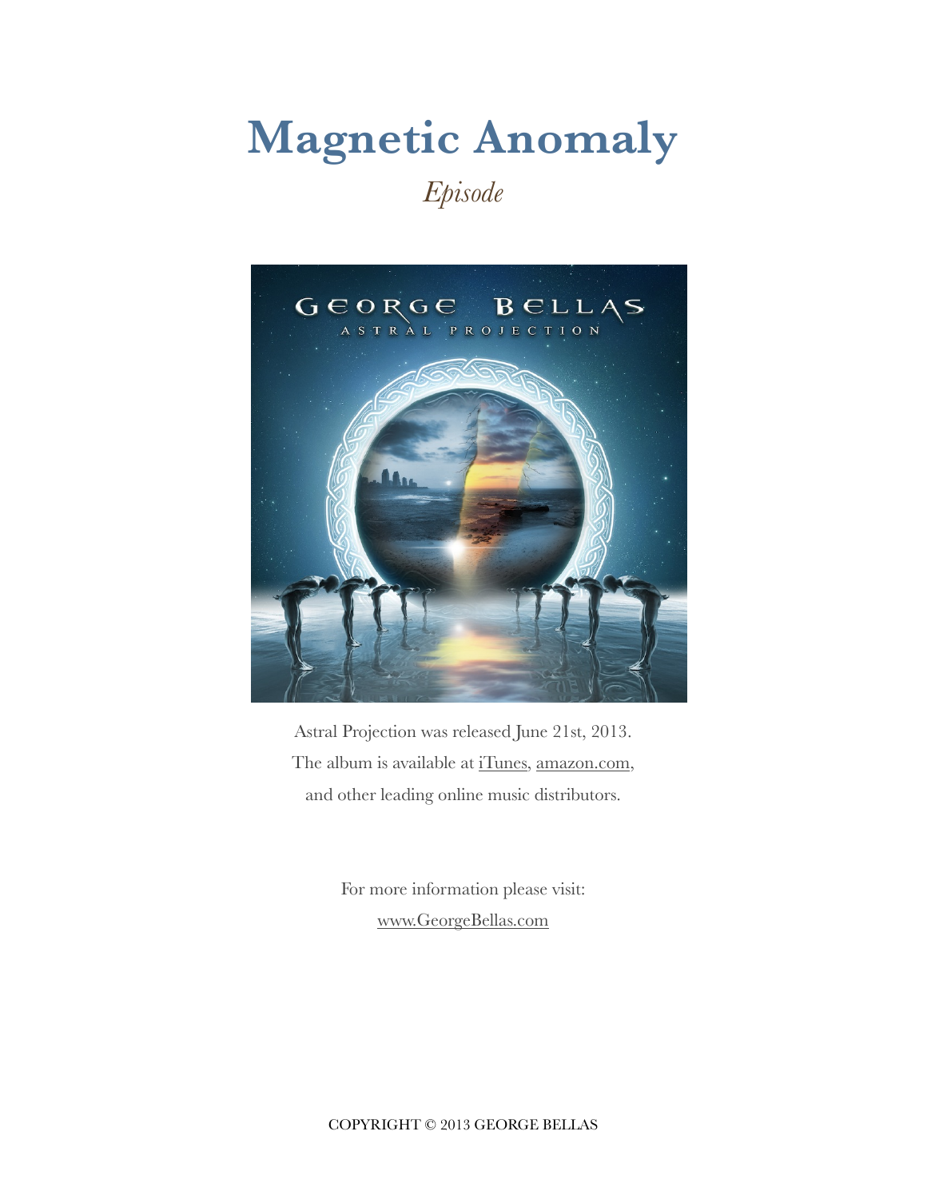# Magnetic Anomaly

*Episode*

Astral Projection was released June 21st, 2013.
The album is available at iTunes, amazon.com,
and other leading online music distributors.

For more information please visit:
www.GeorgeBellas.com

COPYRIGHT © 2013 GEORGE BELLAS